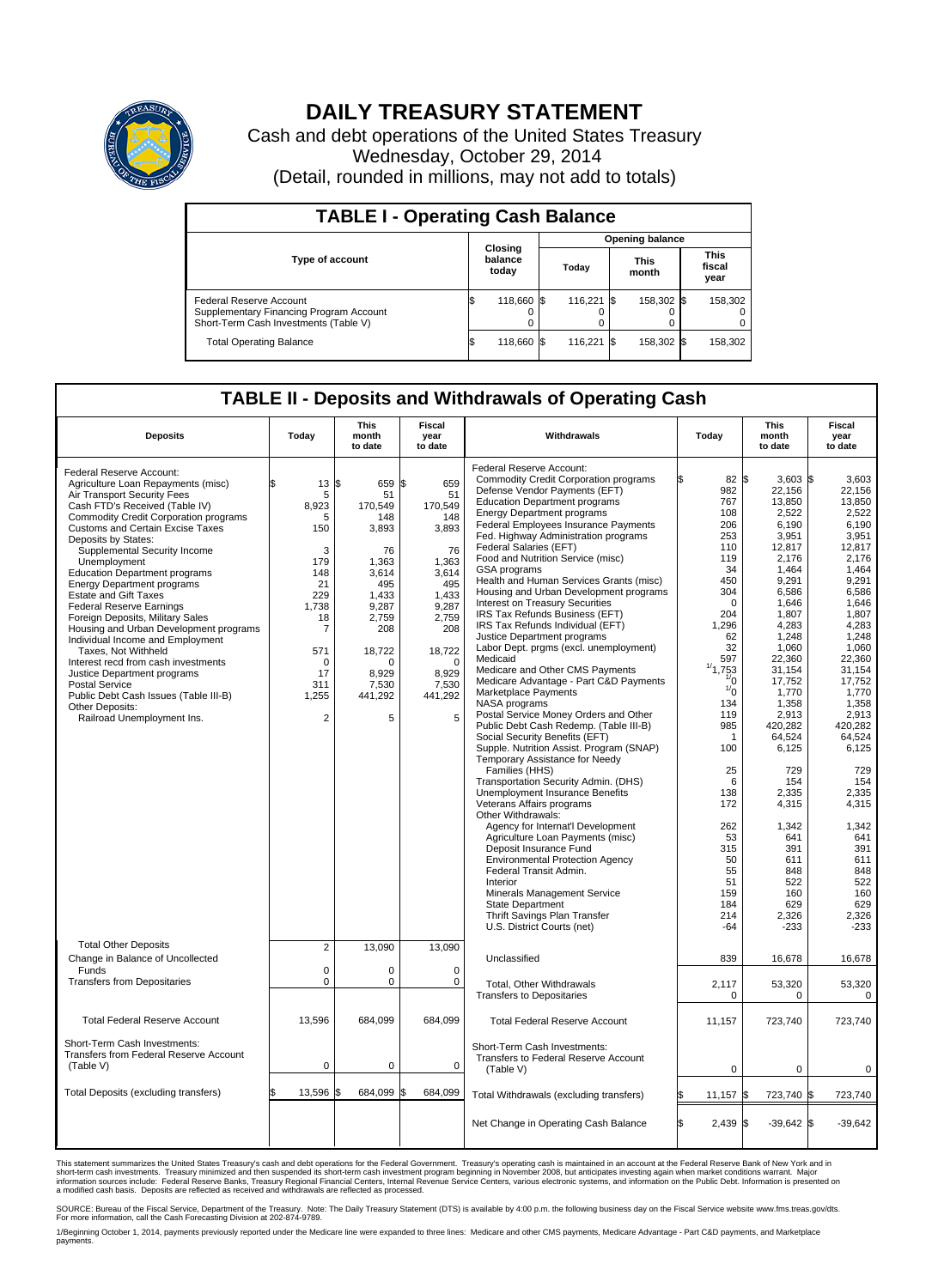# DAILY TREASURY STATEMENT

Cash and debt operations of the United States Treasury
Wednesday, October 29, 2014
(Detail, rounded in millions, may not add to totals)

| TABLE I - Operating Cash Balance | | | | |
|---|---|---|---|---|
| Type of account | Closing balance today | Opening balance | | |
| | | Today | This month | This fiscal year |
| Federal Reserve Account | $ 118,660 | $ 116,221 | $ 158,302 | $ 158,302 |
| Supplementary Financing Program Account | 0 | 0 | 0 | 0 |
| Short-Term Cash Investments (Table V) | 0 | 0 | 0 | 0 |
| Total Operating Balance | $ 118,660 | $ 116,221 | $ 158,302 | $ 158,302 |

## TABLE II - Deposits and Withdrawals of Operating Cash

| Deposits | Today | This month to date | Fiscal year to date | Withdrawals | Today | This month to date | Fiscal year to date |
|---|---|---|---|---|---|---|---|
| Federal Reserve Account: | | | | Federal Reserve Account: | | | |
| Agriculture Loan Repayments (misc) | $ 13 | $ 659 | $ 659 | Commodity Credit Corporation programs | $ 82 | $ 3,603 | $ 3,603 |
| Air Transport Security Fees | 5 | 51 | 51 | Defense Vendor Payments (EFT) | 982 | 22,156 | 22,156 |
| Cash FTD's Received (Table IV) | 8,923 | 170,549 | 170,549 | Education Department programs | 767 | 13,850 | 13,850 |
| Commodity Credit Corporation programs | 5 | 148 | 148 | Energy Department programs | 108 | 2,522 | 2,522 |
| Customs and Certain Excise Taxes | 150 | 3,893 | 3,893 | Federal Employees Insurance Payments | 206 | 6,190 | 6,190 |
| Deposits by States: | | | | Fed. Highway Administration programs | 253 | 3,951 | 3,951 |
| Supplemental Security Income | 3 | 76 | 76 | Federal Salaries (EFT) | 110 | 12,817 | 12,817 |
| Unemployment | 179 | 1,363 | 1,363 | Food and Nutrition Service (misc) | 119 | 2,176 | 2,176 |
| Education Department programs | 148 | 3,614 | 3,614 | GSA programs | 34 | 1,464 | 1,464 |
| Energy Department programs | 21 | 495 | 495 | Health and Human Services Grants (misc) | 450 | 9,291 | 9,291 |
| Estate and Gift Taxes | 229 | 1,433 | 1,433 | Housing and Urban Development programs | 304 | 6,586 | 6,586 |
| Federal Reserve Earnings | 1,738 | 9,287 | 9,287 | Interest on Treasury Securities | 0 | 1,646 | 1,646 |
| Foreign Deposits, Military Sales | 18 | 2,759 | 2,759 | IRS Tax Refunds Business (EFT) | 204 | 1,807 | 1,807 |
| Housing and Urban Development programs | 7 | 208 | 208 | IRS Tax Refunds Individual (EFT) | 1,296 | 4,283 | 4,283 |
| Individual Income and Employment | | | | Justice Department programs | 62 | 1,248 | 1,248 |
| Taxes, Not Withheld | 571 | 18,722 | 18,722 | Labor Dept. prgms (excl. unemployment) | 32 | 1,060 | 1,060 |
| Interest recd from cash investments | 0 | 0 | 0 | Medicaid | 597 | 22,360 | 22,360 |
| Justice Department programs | 17 | 8,929 | 8,929 | Medicare and Other CMS Payments | [1] 1,753 | 31,154 | 31,154 |
| Postal Service | 311 | 7,530 | 7,530 | Medicare Advantage - Part C&D Payments | [1] 0 | 17,752 | 17,752 |
| Public Debt Cash Issues (Table III-B) | 1,255 | 441,292 | 441,292 | Marketplace Payments | [1] 0 | 1,770 | 1,770 |
| Other Deposits: | | | | NASA programs | 134 | 1,358 | 1,358 |
| Railroad Unemployment Ins. | 2 | 5 | 5 | Postal Service Money Orders and Other | 119 | 2,913 | 2,913 |
| | | | | Public Debt Cash Redemp. (Table III-B) | 985 | 420,282 | 420,282 |
| | | | | Social Security Benefits (EFT) | 1 | 64,524 | 64,524 |
| | | | | Supple. Nutrition Assist. Program (SNAP) | 100 | 6,125 | 6,125 |
| | | | | Temporary Assistance for Needy Families (HHS) | 25 | 729 | 729 |
| | | | | Transportation Security Admin. (DHS) | 6 | 154 | 154 |
| | | | | Unemployment Insurance Benefits | 138 | 2,335 | 2,335 |
| | | | | Veterans Affairs programs | 172 | 4,315 | 4,315 |
| | | | | Other Withdrawals: | | | |
| | | | | Agency for Internat'l Development | 262 | 1,342 | 1,342 |
| | | | | Agriculture Loan Payments (misc) | 53 | 641 | 641 |
| | | | | Deposit Insurance Fund | 315 | 391 | 391 |
| | | | | Environmental Protection Agency | 50 | 611 | 611 |
| | | | | Federal Transit Admin. | 55 | 848 | 848 |
| | | | | Interior | 51 | 522 | 522 |
| | | | | Minerals Management Service | 159 | 160 | 160 |
| | | | | State Department | 184 | 629 | 629 |
| | | | | Thrift Savings Plan Transfer | 214 | 2,326 | 2,326 |
| | | | | U.S. District Courts (net) | -64 | -233 | -233 |
| Total Other Deposits | 2 | 13,090 | 13,090 | Unclassified | 839 | 16,678 | 16,678 |
| Change in Balance of Uncollected Funds | 0 | 0 | 0 | | | | |
| Transfers from Depositaries | 0 | 0 | 0 | Total, Other Withdrawals | 2,117 | 53,320 | 53,320 |
| | | | | Transfers to Depositaries | 0 | 0 | 0 |
| Total Federal Reserve Account | 13,596 | 684,099 | 684,099 | Total Federal Reserve Account | 11,157 | 723,740 | 723,740 |
| Short-Term Cash Investments: | | | | Short-Term Cash Investments: | | | |
| Transfers from Federal Reserve Account (Table V) | 0 | 0 | 0 | Transfers to Federal Reserve Account (Table V) | 0 | 0 | 0 |
| Total Deposits (excluding transfers) | $ 13,596 | $ 684,099 | $ 684,099 | Total Withdrawals (excluding transfers) | $ 11,157 | $ 723,740 | $ 723,740 |
| | | | | Net Change in Operating Cash Balance | $ 2,439 | $ -39,642 | $ -39,642 |

This statement summarizes the United States Treasury's cash and debt operations for the Federal Government. Treasury's operating cash is maintained in an account at the Federal Reserve Bank of New York and in short-term cash investments. Treasury minimized and then suspended its short-term cash investment program beginning in November 2008, but anticipates investing again when market conditions warrant. Major information sources include: Federal Reserve Banks, Treasury Regional Financial Centers, Internal Revenue Service Centers, various electronic systems, and information on the Public Debt. Information is presented on a modified cash basis. Deposits are reflected as received and withdrawals are reflected as processed.

SOURCE: Bureau of the Fiscal Service, Department of the Treasury. Note: The Daily Treasury Statement (DTS) is available by 4:00 p.m. the following business day on the Fiscal Service website www.fms.treas.gov/dts. For more information, call the Cash Forecasting Division at 202-874-9789.

1/Beginning October 1, 2014, payments previously reported under the Medicare line were expanded to three lines: Medicare and other CMS payments, Medicare Advantage - Part C&D payments, and Marketplace payments.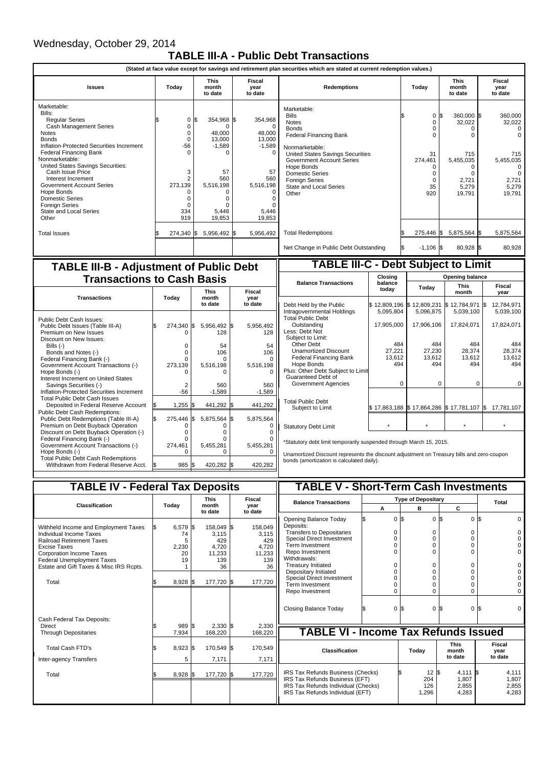Wednesday, October 29, 2014

# TABLE III-A - Public Debt Transactions

(Stated at face value except for savings and retirement plan securities which are stated at current redemption values.)

| Issues | Today | This month to date | Fiscal year to date |
|---|---|---|---|
| Marketable: | | | |
| Bills: | | | |
| Regular Series | $ 0 | $ 354,968 | $ 354,968 |
| Cash Management Series | 0 | 0 | 0 |
| Notes | 0 | 48,000 | 48,000 |
| Bonds | 0 | 13,000 | 13,000 |
| Inflation-Protected Securities Increment | -56 | -1,589 | -1,589 |
| Federal Financing Bank | 0 | 0 | 0 |
| Nonmarketable: | | | |
| United States Savings Securities: | | | |
| Cash Issue Price | 3 | 57 | 57 |
| Interest Increment | 2 | 560 | 560 |
| Government Account Series | 273,139 | 5,516,198 | 5,516,198 |
| Hope Bonds | 0 | 0 | 0 |
| Domestic Series | 0 | 0 | 0 |
| Foreign Series | 0 | 0 | 0 |
| State and Local Series | 334 | 5,446 | 5,446 |
| Other | 919 | 19,853 | 19,853 |
| Total Issues | $ 274,340 | $ 5,956,492 | $ 5,956,492 |

| Redemptions | Today | This month to date | Fiscal year to date |
|---|---|---|---|
| Marketable: | | | |
| Bills | $ 0 | $ 360,000 | $ 360,000 |
| Notes | 0 | 32,022 | 32,022 |
| Bonds | 0 | 0 | 0 |
| Federal Financing Bank | 0 | 0 | 0 |
| Nonmarketable: | | | |
| United States Savings Securities | 31 | 715 | 715 |
| Government Account Series | 274,461 | 5,455,035 | 5,455,035 |
| Hope Bonds | 0 | 0 | 0 |
| Domestic Series | 0 | 0 | 0 |
| Foreign Series | 0 | 2,721 | 2,721 |
| State and Local Series | 35 | 5,279 | 5,279 |
| Other | 920 | 19,791 | 19,791 |
| Total Redemptions | $ 275,446 | $ 5,875,564 | $ 5,875,564 |
| Net Change in Public Debt Outstanding | $ -1,106 | $ 80,928 | $ 80,928 |

# TABLE III-B - Adjustment of Public Debt Transactions to Cash Basis

| Transactions | Today | This month to date | Fiscal year to date |
|---|---|---|---|
| Public Debt Cash Issues: | | | |
| Public Debt Issues (Table III-A) | $ 274,340 | $ 5,956,492 | $ 5,956,492 |
| Premium on New Issues | 0 | 128 | 128 |
| Discount on New Issues: | | | |
| Bills (-) | 0 | 54 | 54 |
| Bonds and Notes (-) | 0 | 106 | 106 |
| Federal Financing Bank (-) | 0 | 0 | 0 |
| Government Account Transactions (-) | 273,139 | 5,516,198 | 5,516,198 |
| Hope Bonds (-) | 0 | 0 | 0 |
| Interest Increment on United States Savings Securities (-) | 2 | 560 | 560 |
| Inflation-Protected Securities Increment | -56 | -1,589 | -1,589 |
| Total Public Debt Cash Issues Deposited in Federal Reserve Account | $ 1,255 | $ 441,292 | $ 441,292 |
| Public Debt Cash Redemptions: | | | |
| Public Debt Redemptions (Table III-A) | $ 275,446 | $ 5,875,564 | $ 5,875,564 |
| Premium on Debt Buyback Operation | 0 | 0 | 0 |
| Discount on Debt Buyback Operation (-) | 0 | 0 | 0 |
| Federal Financing Bank (-) | 0 | 0 | 0 |
| Government Account Transactions (-) | 274,461 | 5,455,281 | 5,455,281 |
| Hope Bonds (-) | 0 | 0 | 0 |
| Total Public Debt Cash Redemptions Withdrawn from Federal Reserve Acct. | $ 985 | $ 420,282 | $ 420,282 |

# TABLE III-C - Debt Subject to Limit

| Balance Transactions | Closing balance today | Opening balance Today | Opening balance This month | Opening balance Fiscal year |
|---|---|---|---|---|
| Debt Held by the Public | $ 12,809,196 | $ 12,809,231 | $ 12,784,971 | $ 12,784,971 |
| Intragovernmental Holdings | 5,095,804 | 5,096,875 | 5,039,100 | 5,039,100 |
| Total Public Debt Outstanding | 17,905,000 | 17,906,106 | 17,824,071 | 17,824,071 |
| Less: Debt Not Subject to Limit: | | | | |
| Other Debt | 484 | 484 | 484 | 484 |
| Unamortized Discount | 27,221 | 27,230 | 28,374 | 28,374 |
| Federal Financing Bank | 13,612 | 13,612 | 13,612 | 13,612 |
| Hope Bonds | 494 | 494 | 494 | 494 |
| Plus: Other Debt Subject to Limit | | | | |
| Guaranteed Debt of Government Agencies | 0 | 0 | 0 | 0 |
| Total Public Debt Subject to Limit | $ 17,863,188 | $ 17,864,286 | $ 17,781,107 | $ 17,781,107 |
| Statutory Debt Limit | * | * | * | * |

*Statutory debt limit temporarily suspended through March 15, 2015.

Unamortized Discount represents the discount adjustment on Treasury bills and zero-coupon bonds (amortization is calculated daily).

# TABLE IV - Federal Tax Deposits

| Classification | Today | This month to date | Fiscal year to date |
|---|---|---|---|
| Withheld Income and Employment Taxes | $ 6,579 | $ 158,049 | $ 158,049 |
| Individual Income Taxes | 74 | 3,115 | 3,115 |
| Railroad Retirement Taxes | 5 | 429 | 429 |
| Excise Taxes | 2,230 | 4,720 | 4,720 |
| Corporation Income Taxes | 20 | 11,233 | 11,233 |
| Federal Unemployment Taxes | 19 | 139 | 139 |
| Estate and Gift Taxes & Misc IRS Rcpts. | 1 | 36 | 36 |
| Total | $ 8,928 | $ 177,720 | $ 177,720 |
| Cash Federal Tax Deposits: | | | |
| Direct | $ 989 | $ 2,330 | $ 2,330 |
| Through Depositaries | 7,934 | 168,220 | 168,220 |
| Total Cash FTD's | $ 8,923 | $ 170,549 | $ 170,549 |
| Inter-agency Transfers | 5 | 7,171 | 7,171 |
| Total | $ 8,928 | $ 177,720 | $ 177,720 |

# TABLE V - Short-Term Cash Investments

| Balance Transactions | Type of Depositary A | Type of Depositary B | Type of Depositary C | Total |
|---|---|---|---|---|
| Opening Balance Today | $ 0 | $ 0 | $ 0 | $ 0 |
| Deposits: | | | | |
| Transfers to Depositaries | 0 | 0 | 0 | 0 |
| Special Direct Investment | 0 | 0 | 0 | 0 |
| Term Investment | 0 | 0 | 0 | 0 |
| Repo Investment | 0 | 0 | 0 | 0 |
| Withdrawals: | | | | |
| Treasury Initiated | 0 | 0 | 0 | 0 |
| Depositary Initiated | 0 | 0 | 0 | 0 |
| Special Direct Investment | 0 | 0 | 0 | 0 |
| Term Investment | 0 | 0 | 0 | 0 |
| Repo Investment | 0 | 0 | 0 | 0 |
| Closing Balance Today | $ 0 | $ 0 | $ 0 | $ 0 |

# TABLE VI - Income Tax Refunds Issued

| Classification | Today | This month to date | Fiscal year to date |
|---|---|---|---|
| IRS Tax Refunds Business (Checks) | $ 12 | $ 4,111 | $ 4,111 |
| IRS Tax Refunds Business (EFT) | 204 | 1,807 | 1,807 |
| IRS Tax Refunds Individual (Checks) | 126 | 2,855 | 2,855 |
| IRS Tax Refunds Individual (EFT) | 1,296 | 4,283 | 4,283 |